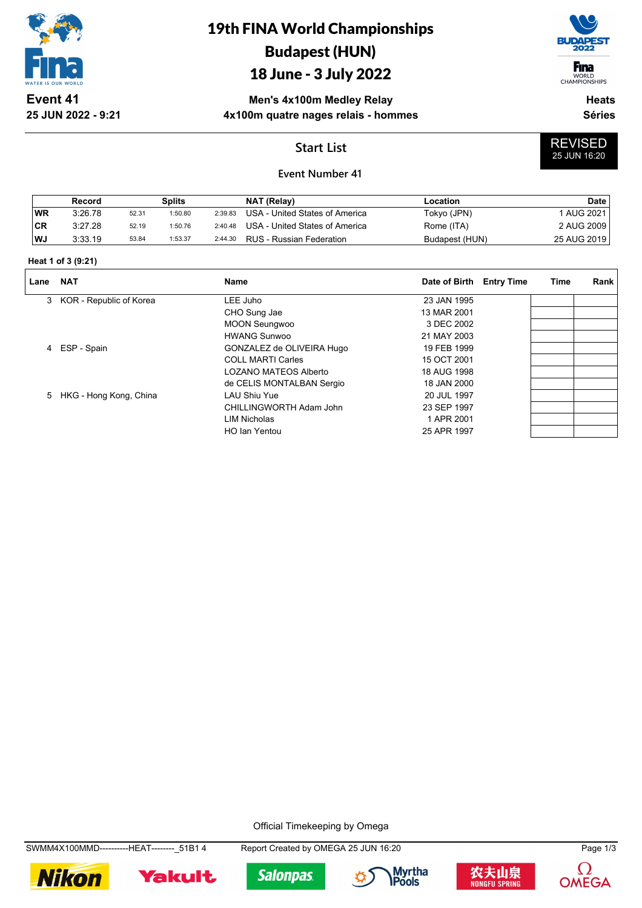# 19th FINA World Championships
## Budapest (HUN)
## 18 June - 3 July 2022

**Event 41**
**25 JUN 2022 - 9:21**

**Men's 4x100m Medley Relay**
**4x100m quatre nages relais - hommes**

**Heats**
**Séries**

## Start List

REVISED
25 JUN 16:20

**Event Number 41**

| | Record | Splits | | | NAT (Relay) | Location | Date |
|---|---|---|---|---|---|---|---|
| WR | 3:26.78 | 52.31 | 1:50.80 | 2:39.83 | USA - United States of America | Tokyo (JPN) | 1 AUG 2021 |
| CR | 3:27.28 | 52.19 | 1:50.76 | 2:40.48 | USA - United States of America | Rome (ITA) | 2 AUG 2009 |
| WJ | 3:33.19 | 53.84 | 1:53.37 | 2:44.30 | RUS - Russian Federation | Budapest (HUN) | 25 AUG 2019 |

**Heat 1 of 3 (9:21)**

| Lane | NAT | Name | Date of Birth | Entry Time | Time | Rank |
|---|---|---|---|---|---|---|
| 3 | KOR - Republic of Korea | LEE Juho | 23 JAN 1995 | | | |
| | | CHO Sung Jae | 13 MAR 2001 | | | |
| | | MOON Seungwoo | 3 DEC 2002 | | | |
| | | HWANG Sunwoo | 21 MAY 2003 | | | |
| 4 | ESP - Spain | GONZALEZ de OLIVEIRA Hugo | 19 FEB 1999 | | | |
| | | COLL MARTI Carles | 15 OCT 2001 | | | |
| | | LOZANO MATEOS Alberto | 18 AUG 1998 | | | |
| | | de CELIS MONTALBAN Sergio | 18 JAN 2000 | | | |
| 5 | HKG - Hong Kong, China | LAU Shiu Yue | 20 JUL 1997 | | | |
| | | CHILLINGWORTH Adam John | 23 SEP 1997 | | | |
| | | LIM Nicholas | 1 APR 2001 | | | |
| | | HO Ian Yentou | 25 APR 1997 | | | |

Official Timekeeping by Omega

SWMM4X100MMD----------HEAT--------_51B1 4 Report Created by OMEGA 25 JUN 16:20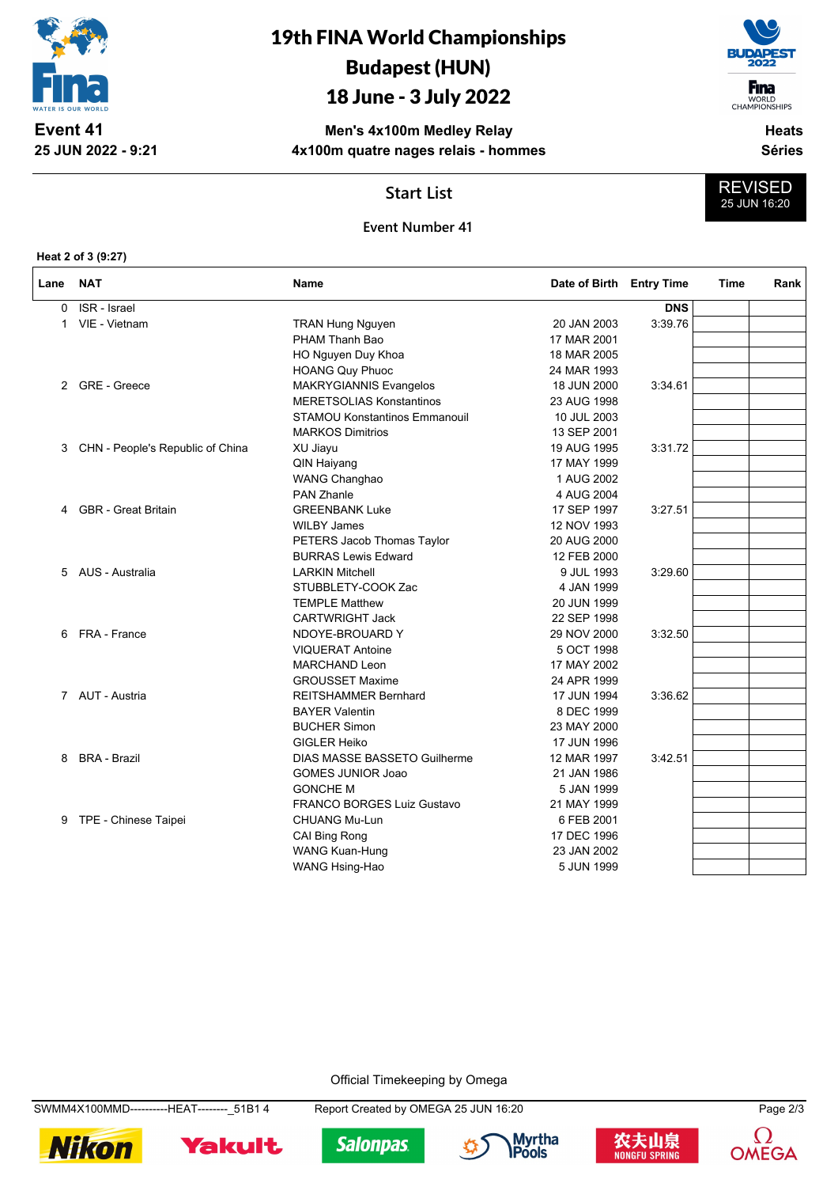# 19th FINA World Championships
## Budapest (HUN)
## 18 June - 3 July 2022

**Event 41**
**25 JUN 2022 - 9:21**

**Men's 4x100m Medley Relay**
**4x100m quatre nages relais - hommes**

**Heats**
**Séries**

## Start List

REVISED
25 JUN 16:20

**Event Number 41**

**Heat 2 of 3 (9:27)**

| Lane | NAT | Name | Date of Birth | Entry Time | Time | Rank |
|---|---|---|---|---|---|---|
| 0 | ISR - Israel | | | **DNS** | | |
| 1 | VIE - Vietnam | TRAN Hung Nguyen | 20 JAN 2003 | 3:39.76 | | |
| | | PHAM Thanh Bao | 17 MAR 2001 | | | |
| | | HO Nguyen Duy Khoa | 18 MAR 2005 | | | |
| | | HOANG Quy Phuoc | 24 MAR 1993 | | | |
| 2 | GRE - Greece | MAKRYGIANNIS Evangelos | 18 JUN 2000 | 3:34.61 | | |
| | | MERETSOLIAS Konstantinos | 23 AUG 1998 | | | |
| | | STAMOU Konstantinos Emmanouil | 10 JUL 2003 | | | |
| | | MARKOS Dimitrios | 13 SEP 2001 | | | |
| 3 | CHN - People's Republic of China | XU Jiayu | 19 AUG 1995 | 3:31.72 | | |
| | | QIN Haiyang | 17 MAY 1999 | | | |
| | | WANG Changhao | 1 AUG 2002 | | | |
| | | PAN Zhanle | 4 AUG 2004 | | | |
| 4 | GBR - Great Britain | GREENBANK Luke | 17 SEP 1997 | 3:27.51 | | |
| | | WILBY James | 12 NOV 1993 | | | |
| | | PETERS Jacob Thomas Taylor | 20 AUG 2000 | | | |
| | | BURRAS Lewis Edward | 12 FEB 2000 | | | |
| 5 | AUS - Australia | LARKIN Mitchell | 9 JUL 1993 | 3:29.60 | | |
| | | STUBBLETY-COOK Zac | 4 JAN 1999 | | | |
| | | TEMPLE Matthew | 20 JUN 1999 | | | |
| | | CARTWRIGHT Jack | 22 SEP 1998 | | | |
| 6 | FRA - France | NDOYE-BROUARD Y | 29 NOV 2000 | 3:32.50 | | |
| | | VIQUERAT Antoine | 5 OCT 1998 | | | |
| | | MARCHAND Leon | 17 MAY 2002 | | | |
| | | GROUSSET Maxime | 24 APR 1999 | | | |
| 7 | AUT - Austria | REITSHAMMER Bernhard | 17 JUN 1994 | 3:36.62 | | |
| | | BAYER Valentin | 8 DEC 1999 | | | |
| | | BUCHER Simon | 23 MAY 2000 | | | |
| | | GIGLER Heiko | 17 JUN 1996 | | | |
| 8 | BRA - Brazil | DIAS MASSE BASSETO Guilherme | 12 MAR 1997 | 3:42.51 | | |
| | | GOMES JUNIOR Joao | 21 JAN 1986 | | | |
| | | GONCHE M | 5 JAN 1999 | | | |
| | | FRANCO BORGES Luiz Gustavo | 21 MAY 1999 | | | |
| 9 | TPE - Chinese Taipei | CHUANG Mu-Lun | 6 FEB 2001 | | | |
| | | CAI Bing Rong | 17 DEC 1996 | | | |
| | | WANG Kuan-Hung | 23 JAN 2002 | | | |
| | | WANG Hsing-Hao | 5 JUN 1999 | | | |

Official Timekeeping by Omega

SWMM4X100MMD----------HEAT--------_51B1 4 Report Created by OMEGA 25 JUN 16:20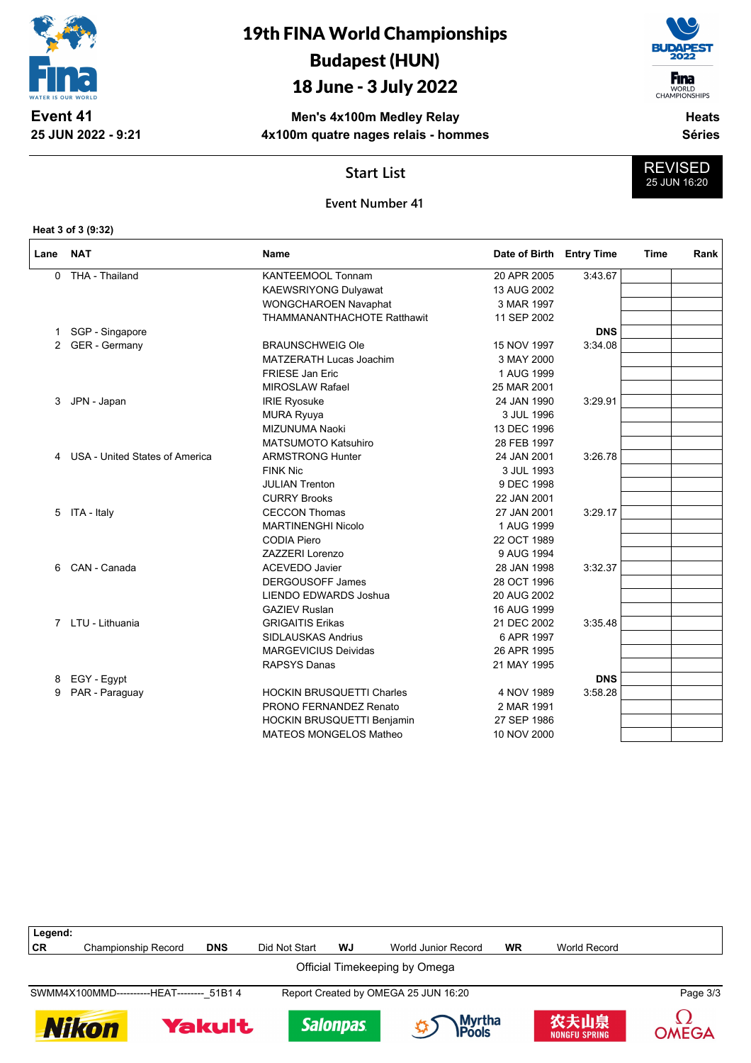# 19th FINA World Championships
## Budapest (HUN)
## 18 June - 3 July 2022

**Event 41**
**25 JUN 2022 - 9:21**

**Men's 4x100m Medley Relay**
**4x100m quatre nages relais - hommes**

**Heats**
**Séries**

## Start List

REVISED
25 JUN 16:20

Event Number 41

**Heat 3 of 3 (9:32)**

| Lane | NAT | Name | Date of Birth | Entry Time | Time | Rank |
|---|---|---|---|---|---|---|
| 0 | THA - Thailand | KANTEEMOOL Tonnam | 20 APR 2005 | 3:43.67 | | |
| | | KAEWSRIYONG Dulyawat | 13 AUG 2002 | | | |
| | | WONGCHAROEN Navaphat | 3 MAR 1997 | | | |
| | | THAMMANANTHACHOTE Ratthawit | 11 SEP 2002 | | | |
| 1 | SGP - Singapore | | | **DNS** | | |
| 2 | GER - Germany | BRAUNSCHWEIG Ole | 15 NOV 1997 | 3:34.08 | | |
| | | MATZERATH Lucas Joachim | 3 MAY 2000 | | | |
| | | FRIESE Jan Eric | 1 AUG 1999 | | | |
| | | MIROSLAW Rafael | 25 MAR 2001 | | | |
| 3 | JPN - Japan | IRIE Ryosuke | 24 JAN 1990 | 3:29.91 | | |
| | | MURA Ryuya | 3 JUL 1996 | | | |
| | | MIZUNUMA Naoki | 13 DEC 1996 | | | |
| | | MATSUMOTO Katsuhiro | 28 FEB 1997 | | | |
| 4 | USA - United States of America | ARMSTRONG Hunter | 24 JAN 2001 | 3:26.78 | | |
| | | FINK Nic | 3 JUL 1993 | | | |
| | | JULIAN Trenton | 9 DEC 1998 | | | |
| | | CURRY Brooks | 22 JAN 2001 | | | |
| 5 | ITA - Italy | CECCON Thomas | 27 JAN 2001 | 3:29.17 | | |
| | | MARTINENGHI Nicolo | 1 AUG 1999 | | | |
| | | CODIA Piero | 22 OCT 1989 | | | |
| | | ZAZZERI Lorenzo | 9 AUG 1994 | | | |
| 6 | CAN - Canada | ACEVEDO Javier | 28 JAN 1998 | 3:32.37 | | |
| | | DERGOUSOFF James | 28 OCT 1996 | | | |
| | | LIENDO EDWARDS Joshua | 20 AUG 2002 | | | |
| | | GAZIEV Ruslan | 16 AUG 1999 | | | |
| 7 | LTU - Lithuania | GRIGAITIS Erikas | 21 DEC 2002 | 3:35.48 | | |
| | | SIDLAUSKAS Andrius | 6 APR 1997 | | | |
| | | MARGEVICIUS Deividas | 26 APR 1995 | | | |
| | | RAPSYS Danas | 21 MAY 1995 | | | |
| 8 | EGY - Egypt | | | **DNS** | | |
| 9 | PAR - Paraguay | HOCKIN BRUSQUETTI Charles | 4 NOV 1989 | 3:58.28 | | |
| | | PRONO FERNANDEZ Renato | 2 MAR 1991 | | | |
| | | HOCKIN BRUSQUETTI Benjamin | 27 SEP 1986 | | | |
| | | MATEOS MONGELOS Matheo | 10 NOV 2000 | | | |

**Legend:**

| | | | | | | | |
|---|---|---|---|---|---|---|---|
| **CR** | Championship Record | **DNS** | Did Not Start | **WJ** | World Junior Record | **WR** | World Record |

Official Timekeeping by Omega

SWMM4X100MMD----------HEAT--------_51B1 4 Report Created by OMEGA 25 JUN 16:20